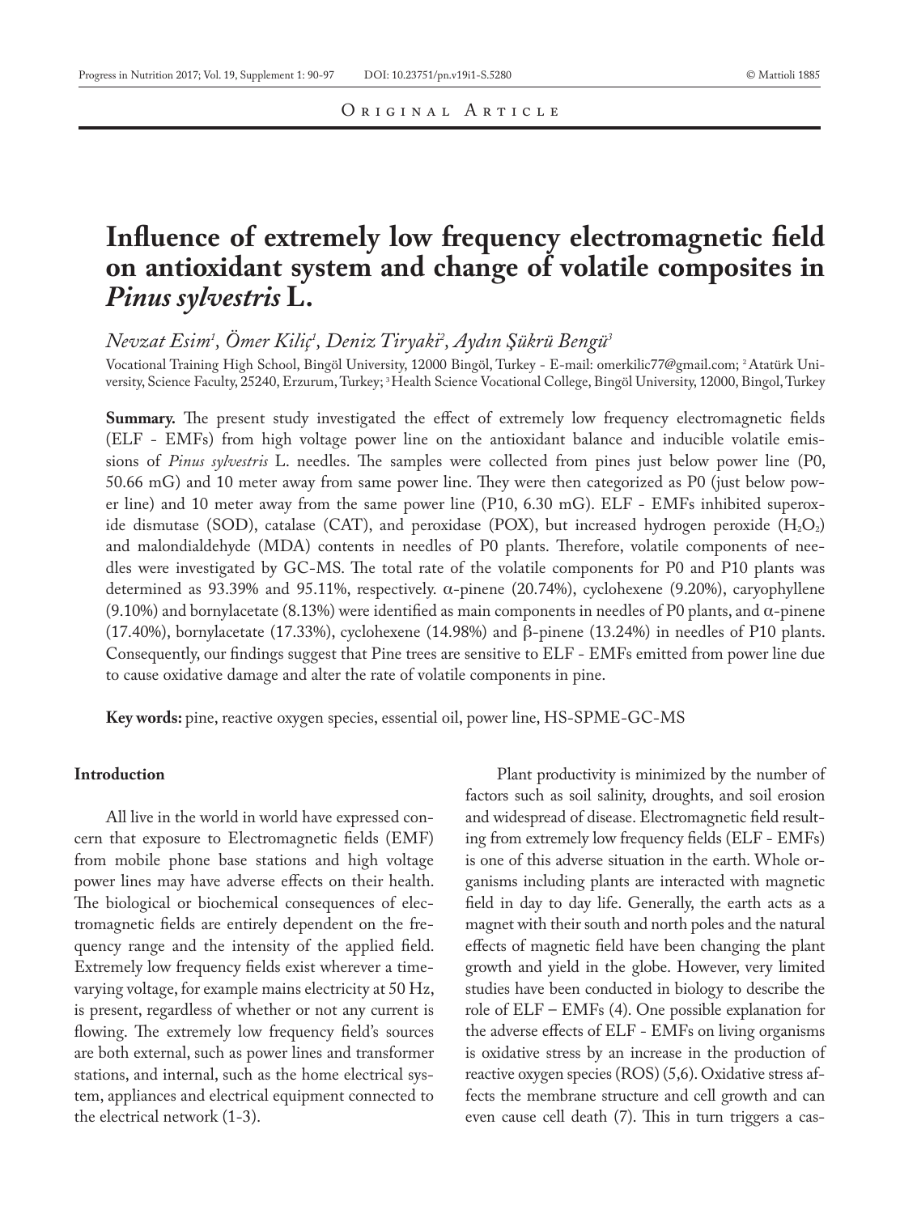Original Article

# Influence of extremely low frequency electromagnetic field on antioxidant system and change of volatile composites in *Pinus sylvestris* L.

*Nevzat Esim[1], Ömer Kiliç[1], Deniz Tiryaki[2], Aydın Şükrü Bengü[3]*

Vocational Training High School, Bingöl University, 12000 Bingöl, Turkey - E-mail: omerkilic77@gmail.com; [2] Atatürk University, Science Faculty, 25240, Erzurum, Turkey; [3] Health Science Vocational College, Bingöl University, 12000, Bingol, Turkey

**Summary.** The present study investigated the effect of extremely low frequency electromagnetic fields (ELF - EMFs) from high voltage power line on the antioxidant balance and inducible volatile emissions of *Pinus sylvestris* L. needles. The samples were collected from pines just below power line (P0, 50.66 mG) and 10 meter away from same power line. They were then categorized as P0 (just below power line) and 10 meter away from the same power line (P10, 6.30 mG). ELF - EMFs inhibited superoxide dismutase (SOD), catalase (CAT), and peroxidase (POX), but increased hydrogen peroxide ($H_2O_2$) and malondialdehyde (MDA) contents in needles of P0 plants. Therefore, volatile components of needles were investigated by GC-MS. The total rate of the volatile components for P0 and P10 plants was determined as 93.39% and 95.11%, respectively. α-pinene (20.74%), cyclohexene (9.20%), caryophyllene (9.10%) and bornylacetate (8.13%) were identified as main components in needles of P0 plants, and α-pinene (17.40%), bornylacetate (17.33%), cyclohexene (14.98%) and β-pinene (13.24%) in needles of P10 plants. Consequently, our findings suggest that Pine trees are sensitive to ELF - EMFs emitted from power line due to cause oxidative damage and alter the rate of volatile components in pine.

**Key words:** pine, reactive oxygen species, essential oil, power line, HS-SPME-GC-MS

## Introduction

All live in the world in world have expressed concern that exposure to Electromagnetic fields (EMF) from mobile phone base stations and high voltage power lines may have adverse effects on their health. The biological or biochemical consequences of electromagnetic fields are entirely dependent on the frequency range and the intensity of the applied field. Extremely low frequency fields exist wherever a time-varying voltage, for example mains electricity at 50 Hz, is present, regardless of whether or not any current is flowing. The extremely low frequency field's sources are both external, such as power lines and transformer stations, and internal, such as the home electrical system, appliances and electrical equipment connected to the electrical network (1-3).

Plant productivity is minimized by the number of factors such as soil salinity, droughts, and soil erosion and widespread of disease. Electromagnetic field resulting from extremely low frequency fields (ELF - EMFs) is one of this adverse situation in the earth. Whole organisms including plants are interacted with magnetic field in day to day life. Generally, the earth acts as a magnet with their south and north poles and the natural effects of magnetic field have been changing the plant growth and yield in the globe. However, very limited studies have been conducted in biology to describe the role of ELF – EMFs (4). One possible explanation for the adverse effects of ELF - EMFs on living organisms is oxidative stress by an increase in the production of reactive oxygen species (ROS) (5,6). Oxidative stress affects the membrane structure and cell growth and can even cause cell death (7). This in turn triggers a cas-